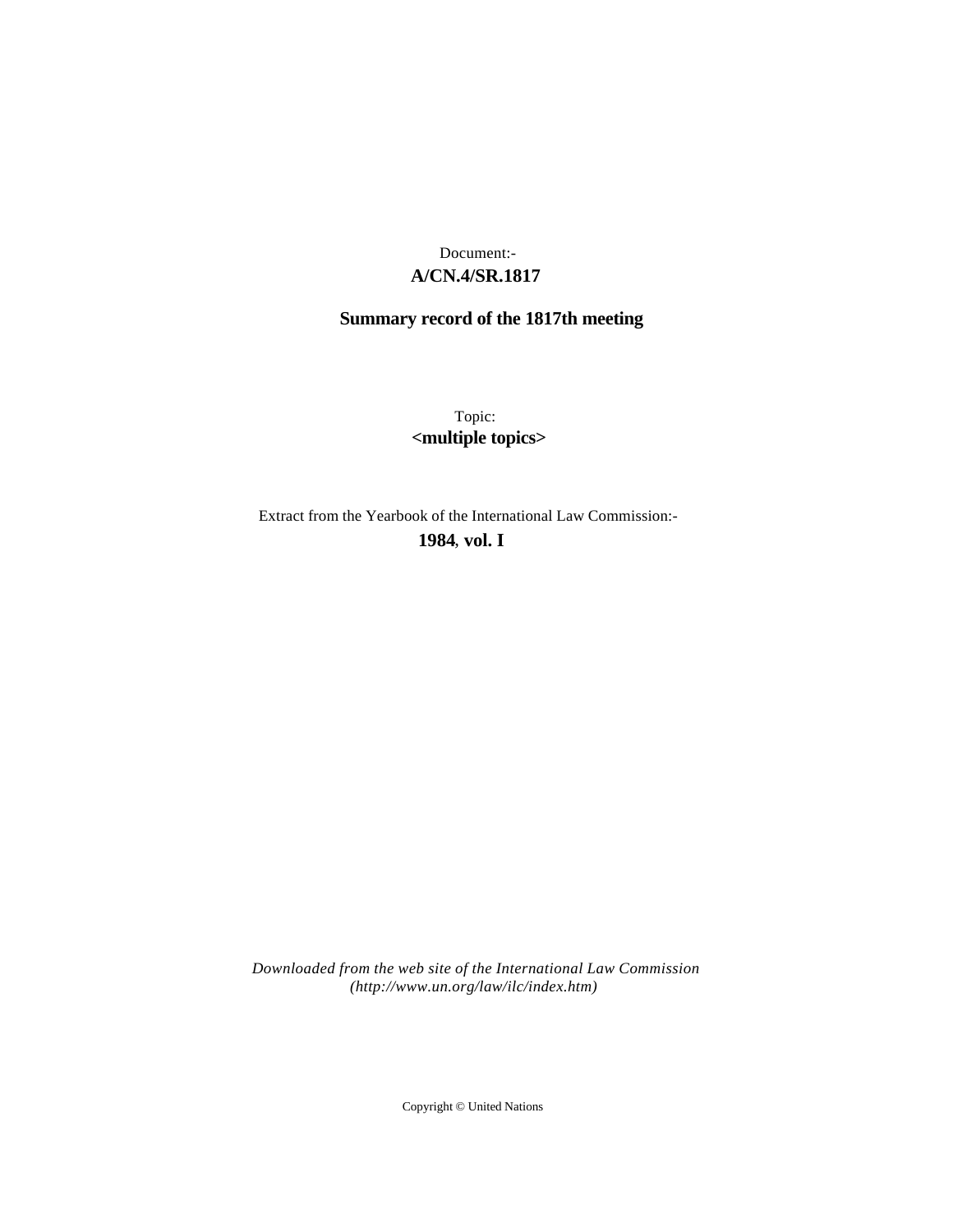Document:-

**A/CN.4/SR.1817**

**Summary record of the 1817th meeting**

Topic:

**<multiple topics>**

Extract from the Yearbook of the International Law Commission:-

**1984, vol. I**

*Downloaded from the web site of the International Law Commission (http://www.un.org/law/ilc/index.htm)*

Copyright © United Nations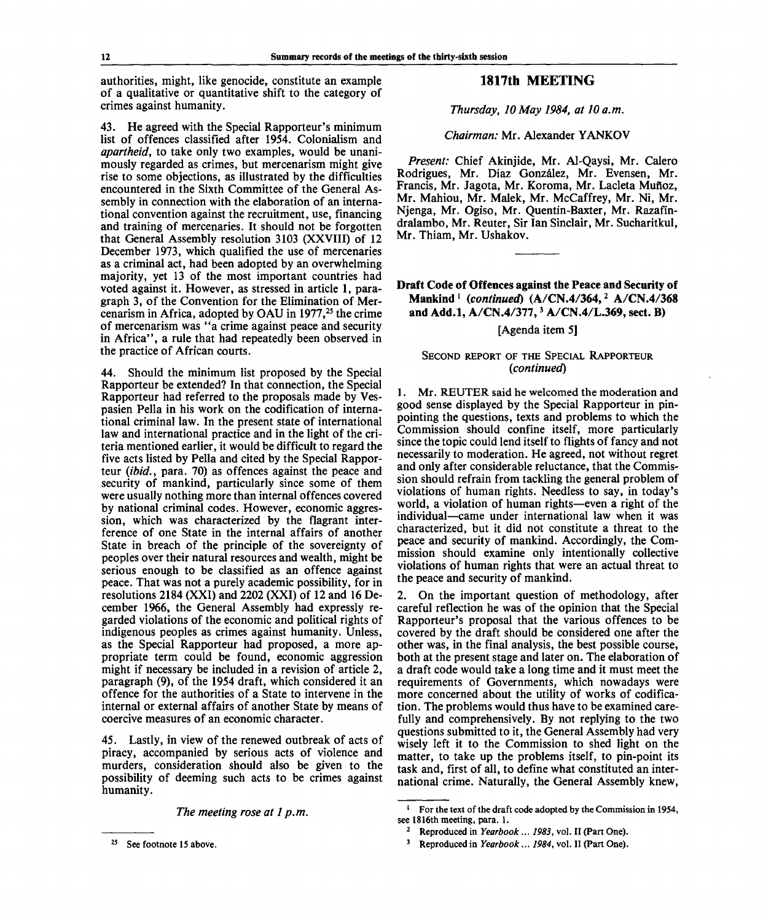authorities, might, like genocide, constitute an example of a qualitative or quantitative shift to the category of crimes against humanity.

43. He agreed with the Special Rapporteur's minimum list of offences classified after 1954. Colonialism and *apartheid*, to take only two examples, would be unanimously regarded as crimes, but mercenarism might give rise to some objections, as illustrated by the difficulties encountered in the Sixth Committee of the General Assembly in connection with the elaboration of an international convention against the recruitment, use, financing and training of mercenaries. It should not be forgotten that General Assembly resolution 3103 (XXVIII) of 12 December 1973, which qualified the use of mercenaries as a criminal act, had been adopted by an overwhelming majority, yet 13 of the most important countries had voted against it. However, as stressed in article 1, paragraph 3, of the Convention for the Elimination of Mercenarism in Africa, adopted by OAU in 1977,[25] the crime of mercenarism was "a crime against peace and security in Africa", a rule that had repeatedly been observed in the practice of African courts.

44. Should the minimum list proposed by the Special Rapporteur be extended? In that connection, the Special Rapporteur had referred to the proposals made by Vespasien Pella in his work on the codification of international criminal law. In the present state of international law and international practice and in the light of the criteria mentioned earlier, it would be difficult to regard the five acts listed by Pella and cited by the Special Rapporteur (*ibid.*, para. 70) as offences against the peace and security of mankind, particularly since some of them were usually nothing more than internal offences covered by national criminal codes. However, economic aggression, which was characterized by the flagrant interference of one State in the internal affairs of another State in breach of the principle of the sovereignty of peoples over their natural resources and wealth, might be serious enough to be classified as an offence against peace. That was not a purely academic possibility, for in resolutions 2184 (XXI) and 2202 (XXI) of 12 and 16 December 1966, the General Assembly had expressly regarded violations of the economic and political rights of indigenous peoples as crimes against humanity. Unless, as the Special Rapporteur had proposed, a more appropriate term could be found, economic aggression might if necessary be included in a revision of article 2, paragraph (9), of the 1954 draft, which considered it an offence for the authorities of a State to intervene in the internal or external affairs of another State by means of coercive measures of an economic character.

45. Lastly, in view of the renewed outbreak of acts of piracy, accompanied by serious acts of violence and murders, consideration should also be given to the possibility of deeming such acts to be crimes against humanity.

*The meeting rose at 1 p.m.*

[25] See footnote 15 above.

## 1817th MEETING

*Thursday, 10 May 1984, at 10 a.m.*

*Chairman:* Mr. Alexander YANKOV

*Present:* Chief Akinjide, Mr. Al-Qaysi, Mr. Calero Rodrigues, Mr. Díaz González, Mr. Evensen, Mr. Francis, Mr. Jagota, Mr. Koroma, Mr. Lacleta Muñoz, Mr. Mahiou, Mr. Malek, Mr. McCaffrey, Mr. Ni, Mr. Njenga, Mr. Ogiso, Mr. Quentin-Baxter, Mr. Razafindralambo, Mr. Reuter, Sir Ian Sinclair, Mr. Sucharitkul, Mr. Thiam, Mr. Ushakov.

### Draft Code of Offences against the Peace and Security of Mankind[1] (*continued*) (A/CN.4/364,[2] A/CN.4/368 and Add.1, A/CN.4/377,[3] A/CN.4/L.369, sect. B)

[Agenda item 5]

#### SECOND REPORT OF THE SPECIAL RAPPORTEUR (*continued*)

1. Mr. REUTER said he welcomed the moderation and good sense displayed by the Special Rapporteur in pinpointing the questions, texts and problems to which the Commission should confine itself, more particularly since the topic could lend itself to flights of fancy and not necessarily to moderation. He agreed, not without regret and only after considerable reluctance, that the Commission should refrain from tackling the general problem of violations of human rights. Needless to say, in today's world, a violation of human rights—even a right of the individual—came under international law when it was characterized, but it did not constitute a threat to the peace and security of mankind. Accordingly, the Commission should examine only intentionally collective violations of human rights that were an actual threat to the peace and security of mankind.

2. On the important question of methodology, after careful reflection he was of the opinion that the Special Rapporteur's proposal that the various offences to be covered by the draft should be considered one after the other was, in the final analysis, the best possible course, both at the present stage and later on. The elaboration of a draft code would take a long time and it must meet the requirements of Governments, which nowadays were more concerned about the utility of works of codification. The problems would thus have to be examined carefully and comprehensively. By not replying to the two questions submitted to it, the General Assembly had very wisely left it to the Commission to shed light on the matter, to take up the problems itself, to pin-point its task and, first of all, to define what constituted an international crime. Naturally, the General Assembly knew,

[1] For the text of the draft code adopted by the Commission in 1954, see 1816th meeting, para. 1.

[2] Reproduced in *Yearbook ... 1983*, vol. II (Part One).

[3] Reproduced in *Yearbook ... 1984*, vol. II (Part One).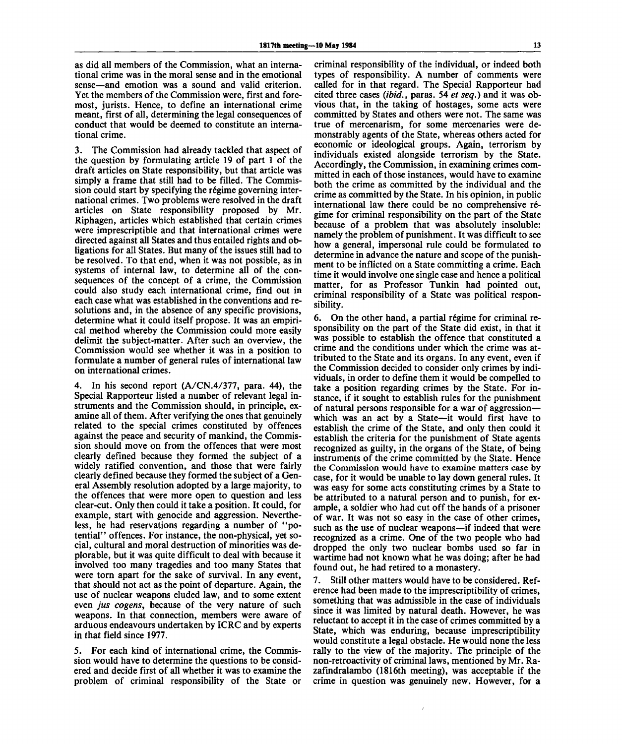as did all members of the Commission, what an international crime was in the moral sense and in the emotional sense—and emotion was a sound and valid criterion. Yet the members of the Commission were, first and foremost, jurists. Hence, to define an international crime meant, first of all, determining the legal consequences of conduct that would be deemed to constitute an international crime.

3. The Commission had already tackled that aspect of the question by formulating article 19 of part 1 of the draft articles on State responsibility, but that article was simply a frame that still had to be filled. The Commission could start by specifying the régime governing international crimes. Two problems were resolved in the draft articles on State responsibility proposed by Mr. Riphagen, articles which established that certain crimes were imprescriptible and that international crimes were directed against all States and thus entailed rights and obligations for all States. But many of the issues still had to be resolved. To that end, when it was not possible, as in systems of internal law, to determine all of the consequences of the concept of a crime, the Commission could also study each international crime, find out in each case what was established in the conventions and resolutions and, in the absence of any specific provisions, determine what it could itself propose. It was an empirical method whereby the Commission could more easily delimit the subject-matter. After such an overview, the Commission would see whether it was in a position to formulate a number of general rules of international law on international crimes.

4. In his second report (A/CN.4/377, para. 44), the Special Rapporteur listed a number of relevant legal instruments and the Commission should, in principle, examine all of them. After verifying the ones that genuinely related to the special crimes constituted by offences against the peace and security of mankind, the Commission should move on from the offences that were most clearly defined because they formed the subject of a widely ratified convention, and those that were fairly clearly defined because they formed the subject of a General Assembly resolution adopted by a large majority, to the offences that were more open to question and less clear-cut. Only then could it take a position. It could, for example, start with genocide and aggression. Nevertheless, he had reservations regarding a number of "potential" offences. For instance, the non-physical, yet social, cultural and moral destruction of minorities was deplorable, but it was quite difficult to deal with because it involved too many tragedies and too many States that were torn apart for the sake of survival. In any event, that should not act as the point of departure. Again, the use of nuclear weapons eluded law, and to some extent even *jus cogens*, because of the very nature of such weapons. In that connection, members were aware of arduous endeavours undertaken by ICRC and by experts in that field since 1977.

5. For each kind of international crime, the Commission would have to determine the questions to be considered and decide first of all whether it was to examine the problem of criminal responsibility of the State or criminal responsibility of the individual, or indeed both types of responsibility. A number of comments were called for in that regard. The Special Rapporteur had cited three cases (*ibid.*, paras. 54 *et seq.*) and it was obvious that, in the taking of hostages, some acts were committed by States and others were not. The same was true of mercenarism, for some mercenaries were demonstrably agents of the State, whereas others acted for economic or ideological groups. Again, terrorism by individuals existed alongside terrorism by the State. Accordingly, the Commission, in examining crimes committed in each of those instances, would have to examine both the crime as committed by the individual and the crime as committed by the State. In his opinion, in public international law there could be no comprehensive régime for criminal responsibility on the part of the State because of a problem that was absolutely insoluble: namely the problem of punishment. It was difficult to see how a general, impersonal rule could be formulated to determine in advance the nature and scope of the punishment to be inflicted on a State committing a crime. Each time it would involve one single case and hence a political matter, for as Professor Tunkin had pointed out, criminal responsibility of a State was political responsibility.

6. On the other hand, a partial régime for criminal responsibility on the part of the State did exist, in that it was possible to establish the offence that constituted a crime and the conditions under which the crime was attributed to the State and its organs. In any event, even if the Commission decided to consider only crimes by individuals, in order to define them it would be compelled to take a position regarding crimes by the State. For instance, if it sought to establish rules for the punishment of natural persons responsible for a war of aggression—which was an act by a State—it would first have to establish the crime of the State, and only then could it establish the criteria for the punishment of State agents recognized as guilty, in the organs of the State, of being instruments of the crime committed by the State. Hence the Commission would have to examine matters case by case, for it would be unable to lay down general rules. It was easy for some acts constituting crimes by a State to be attributed to a natural person and to punish, for example, a soldier who had cut off the hands of a prisoner of war. It was not so easy in the case of other crimes, such as the use of nuclear weapons—if indeed that were recognized as a crime. One of the two people who had dropped the only two nuclear bombs used so far in wartime had not known what he was doing; after he had found out, he had retired to a monastery.

7. Still other matters would have to be considered. Reference had been made to the imprescriptibility of crimes, something that was admissible in the case of individuals since it was limited by natural death. However, he was reluctant to accept it in the case of crimes committed by a State, which was enduring, because imprescriptibility would constitute a legal obstacle. He would none the less rally to the view of the majority. The principle of the non-retroactivity of criminal laws, mentioned by Mr. Razafindralambo (1816th meeting), was acceptable if the crime in question was genuinely new. However, for a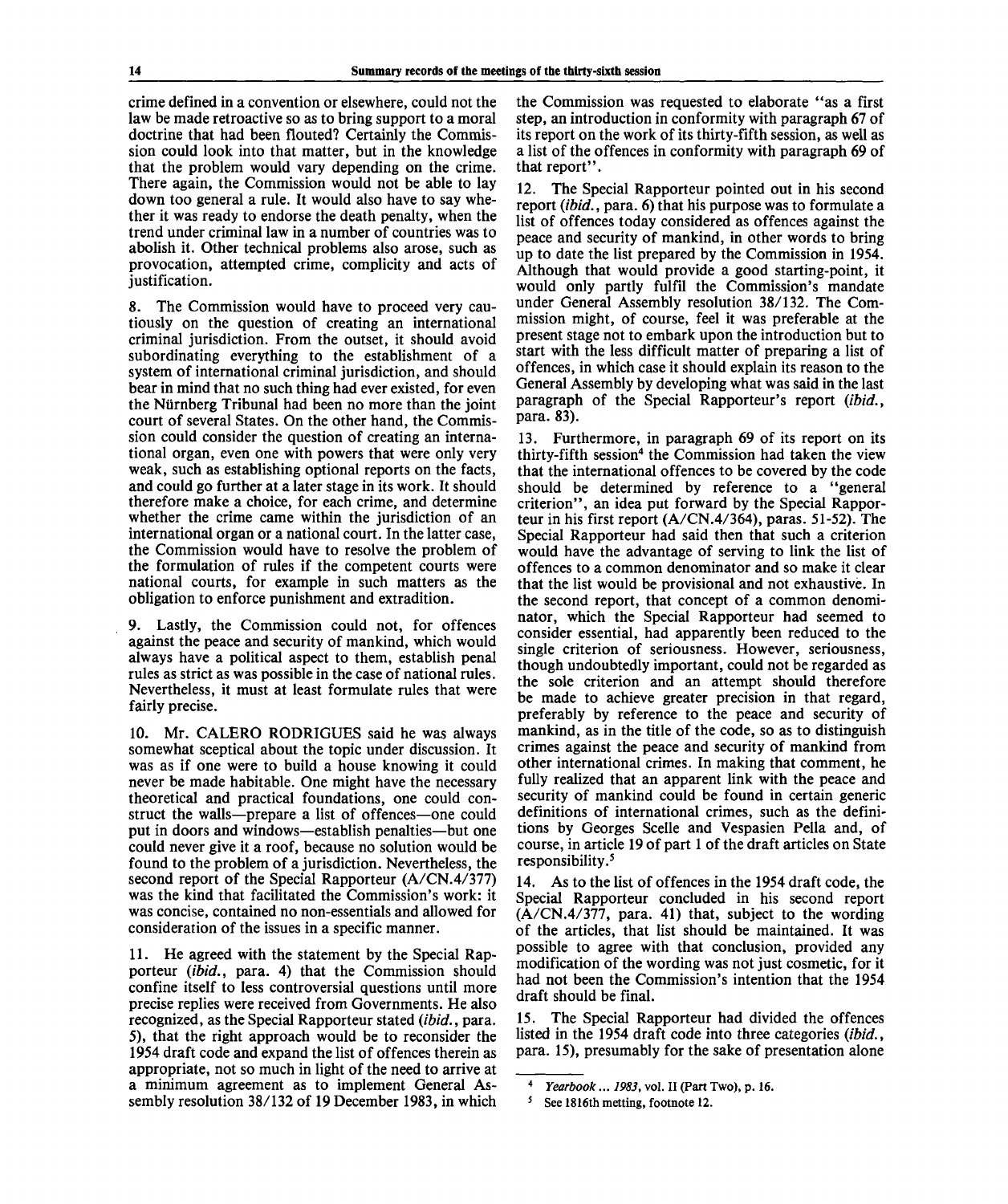crime defined in a convention or elsewhere, could not the law be made retroactive so as to bring support to a moral doctrine that had been flouted? Certainly the Commission could look into that matter, but in the knowledge that the problem would vary depending on the crime. There again, the Commission would not be able to lay down too general a rule. It would also have to say whether it was ready to endorse the death penalty, when the trend under criminal law in a number of countries was to abolish it. Other technical problems also arose, such as provocation, attempted crime, complicity and acts of justification.

8. The Commission would have to proceed very cautiously on the question of creating an international criminal jurisdiction. From the outset, it should avoid subordinating everything to the establishment of a system of international criminal jurisdiction, and should bear in mind that no such thing had ever existed, for even the Nürnberg Tribunal had been no more than the joint court of several States. On the other hand, the Commission could consider the question of creating an international organ, even one with powers that were only very weak, such as establishing optional reports on the facts, and could go further at a later stage in its work. It should therefore make a choice, for each crime, and determine whether the crime came within the jurisdiction of an international organ or a national court. In the latter case, the Commission would have to resolve the problem of the formulation of rules if the competent courts were national courts, for example in such matters as the obligation to enforce punishment and extradition.

9. Lastly, the Commission could not, for offences against the peace and security of mankind, which would always have a political aspect to them, establish penal rules as strict as was possible in the case of national rules. Nevertheless, it must at least formulate rules that were fairly precise.

10. Mr. CALERO RODRIGUES said he was always somewhat sceptical about the topic under discussion. It was as if one were to build a house knowing it could never be made habitable. One might have the necessary theoretical and practical foundations, one could construct the walls—prepare a list of offences—one could put in doors and windows—establish penalties—but one could never give it a roof, because no solution would be found to the problem of a jurisdiction. Nevertheless, the second report of the Special Rapporteur (A/CN.4/377) was the kind that facilitated the Commission's work: it was concise, contained no non-essentials and allowed for consideration of the issues in a specific manner.

11. He agreed with the statement by the Special Rapporteur (*ibid.*, para. 4) that the Commission should confine itself to less controversial questions until more precise replies were received from Governments. He also recognized, as the Special Rapporteur stated (*ibid.*, para. 5), that the right approach would be to reconsider the 1954 draft code and expand the list of offences therein as appropriate, not so much in light of the need to arrive at a minimum agreement as to implement General Assembly resolution 38/132 of 19 December 1983, in which the Commission was requested to elaborate "as a first step, an introduction in conformity with paragraph 67 of its report on the work of its thirty-fifth session, as well as a list of the offences in conformity with paragraph 69 of that report".

12. The Special Rapporteur pointed out in his second report (*ibid.*, para. 6) that his purpose was to formulate a list of offences today considered as offences against the peace and security of mankind, in other words to bring up to date the list prepared by the Commission in 1954. Although that would provide a good starting-point, it would only partly fulfil the Commission's mandate under General Assembly resolution 38/132. The Commission might, of course, feel it was preferable at the present stage not to embark upon the introduction but to start with the less difficult matter of preparing a list of offences, in which case it should explain its reason to the General Assembly by developing what was said in the last paragraph of the Special Rapporteur's report (*ibid.*, para. 83).

13. Furthermore, in paragraph 69 of its report on its thirty-fifth session[4] the Commission had taken the view that the international offences to be covered by the code should be determined by reference to a "general criterion", an idea put forward by the Special Rapporteur in his first report (A/CN.4/364), paras. 51-52). The Special Rapporteur had said then that such a criterion would have the advantage of serving to link the list of offences to a common denominator and so make it clear that the list would be provisional and not exhaustive. In the second report, that concept of a common denominator, which the Special Rapporteur had seemed to consider essential, had apparently been reduced to the single criterion of seriousness. However, seriousness, though undoubtedly important, could not be regarded as the sole criterion and an attempt should therefore be made to achieve greater precision in that regard, preferably by reference to the peace and security of mankind, as in the title of the code, so as to distinguish crimes against the peace and security of mankind from other international crimes. In making that comment, he fully realized that an apparent link with the peace and security of mankind could be found in certain generic definitions of international crimes, such as the definitions by Georges Scelle and Vespasien Pella and, of course, in article 19 of part 1 of the draft articles on State responsibility.[5]

14. As to the list of offences in the 1954 draft code, the Special Rapporteur concluded in his second report (A/CN.4/377, para. 41) that, subject to the wording of the articles, that list should be maintained. It was possible to agree with that conclusion, provided any modification of the wording was not just cosmetic, for it had not been the Commission's intention that the 1954 draft should be final.

15. The Special Rapporteur had divided the offences listed in the 1954 draft code into three categories (*ibid.*, para. 15), presumably for the sake of presentation alone

---

[4] *Yearbook ... 1983*, vol. II (Part Two), p. 16.

[5] See 1816th metting, footnote 12.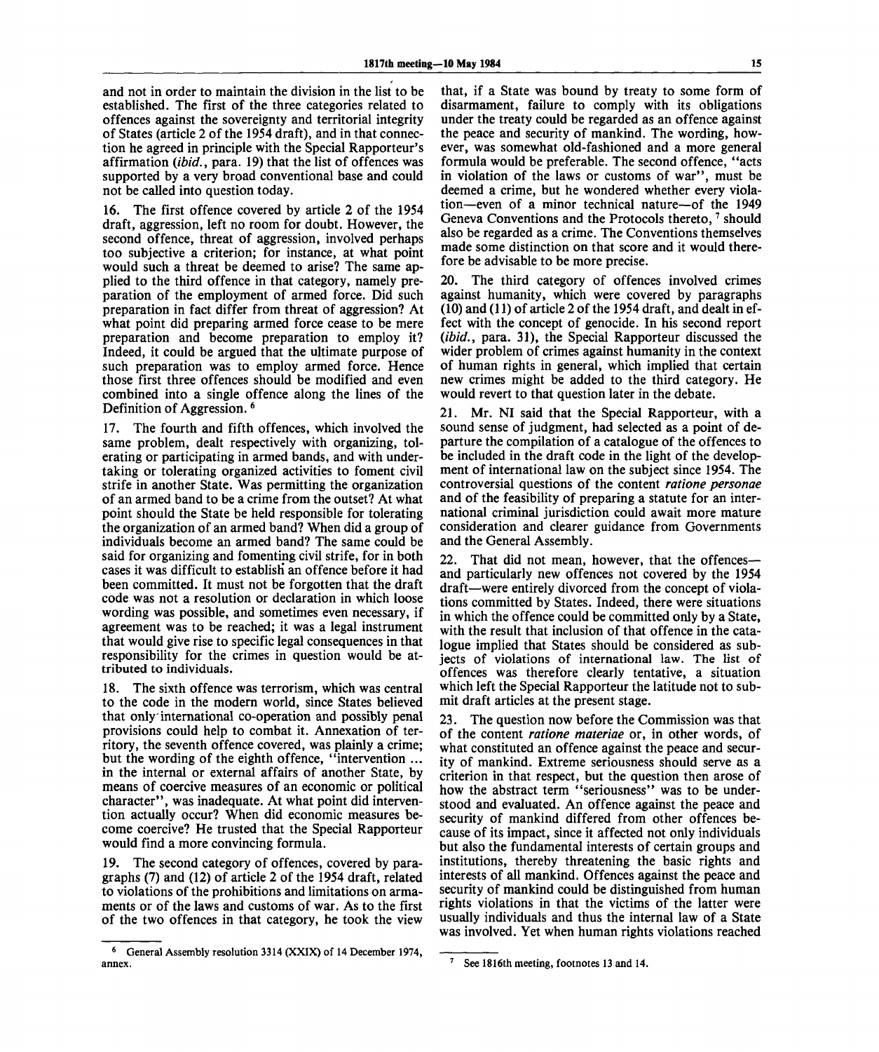and not in order to maintain the division in the list to be established. The first of the three categories related to offences against the sovereignty and territorial integrity of States (article 2 of the 1954 draft), and in that connection he agreed in principle with the Special Rapporteur's affirmation (*ibid.*, para. 19) that the list of offences was supported by a very broad conventional base and could not be called into question today.

16. The first offence covered by article 2 of the 1954 draft, aggression, left no room for doubt. However, the second offence, threat of aggression, involved perhaps too subjective a criterion; for instance, at what point would such a threat be deemed to arise? The same applied to the third offence in that category, namely preparation of the employment of armed force. Did such preparation in fact differ from threat of aggression? At what point did preparing armed force cease to be mere preparation and become preparation to employ it? Indeed, it could be argued that the ultimate purpose of such preparation was to employ armed force. Hence those first three offences should be modified and even combined into a single offence along the lines of the Definition of Aggression. [6]

17. The fourth and fifth offences, which involved the same problem, dealt respectively with organizing, tolerating or participating in armed bands, and with undertaking or tolerating organized activities to foment civil strife in another State. Was permitting the organization of an armed band to be a crime from the outset? At what point should the State be held responsible for tolerating the organization of an armed band? When did a group of individuals become an armed band? The same could be said for organizing and fomenting civil strife, for in both cases it was difficult to establish an offence before it had been committed. It must not be forgotten that the draft code was not a resolution or declaration in which loose wording was possible, and sometimes even necessary, if agreement was to be reached; it was a legal instrument that would give rise to specific legal consequences in that responsibility for the crimes in question would be attributed to individuals.

18. The sixth offence was terrorism, which was central to the code in the modern world, since States believed that only international co-operation and possibly penal provisions could help to combat it. Annexation of territory, the seventh offence covered, was plainly a crime; but the wording of the eighth offence, "intervention ... in the internal or external affairs of another State, by means of coercive measures of an economic or political character", was inadequate. At what point did intervention actually occur? When did economic measures become coercive? He trusted that the Special Rapporteur would find a more convincing formula.

19. The second category of offences, covered by paragraphs (7) and (12) of article 2 of the 1954 draft, related to violations of the prohibitions and limitations on armaments or of the laws and customs of war. As to the first of the two offences in that category, he took the view that, if a State was bound by treaty to some form of disarmament, failure to comply with its obligations under the treaty could be regarded as an offence against the peace and security of mankind. The wording, however, was somewhat old-fashioned and a more general formula would be preferable. The second offence, "acts in violation of the laws or customs of war", must be deemed a crime, but he wondered whether every violation—even of a minor technical nature—of the 1949 Geneva Conventions and the Protocols thereto, [7] should also be regarded as a crime. The Conventions themselves made some distinction on that score and it would therefore be advisable to be more precise.

20. The third category of offences involved crimes against humanity, which were covered by paragraphs (10) and (11) of article 2 of the 1954 draft, and dealt in effect with the concept of genocide. In his second report (*ibid.*, para. 31), the Special Rapporteur discussed the wider problem of crimes against humanity in the context of human rights in general, which implied that certain new crimes might be added to the third category. He would revert to that question later in the debate.

21. Mr. NI said that the Special Rapporteur, with a sound sense of judgment, had selected as a point of departure the compilation of a catalogue of the offences to be included in the draft code in the light of the development of international law on the subject since 1954. The controversial questions of the content *ratione personae* and of the feasibility of preparing a statute for an international criminal jurisdiction could await more mature consideration and clearer guidance from Governments and the General Assembly.

22. That did not mean, however, that the offences—and particularly new offences not covered by the 1954 draft—were entirely divorced from the concept of violations committed by States. Indeed, there were situations in which the offence could be committed only by a State, with the result that inclusion of that offence in the catalogue implied that States should be considered as subjects of violations of international law. The list of offences was therefore clearly tentative, a situation which left the Special Rapporteur the latitude not to submit draft articles at the present stage.

23. The question now before the Commission was that of the content *ratione materiae* or, in other words, of what constituted an offence against the peace and security of mankind. Extreme seriousness should serve as a criterion in that respect, but the question then arose of how the abstract term "seriousness" was to be understood and evaluated. An offence against the peace and security of mankind differed from other offences because of its impact, since it affected not only individuals but also the fundamental interests of certain groups and institutions, thereby threatening the basic rights and interests of all mankind. Offences against the peace and security of mankind could be distinguished from human rights violations in that the victims of the latter were usually individuals and thus the internal law of a State was involved. Yet when human rights violations reached

---

[6] General Assembly resolution 3314 (XXIX) of 14 December 1974, annex.

[7] See 1816th meeting, footnotes 13 and 14.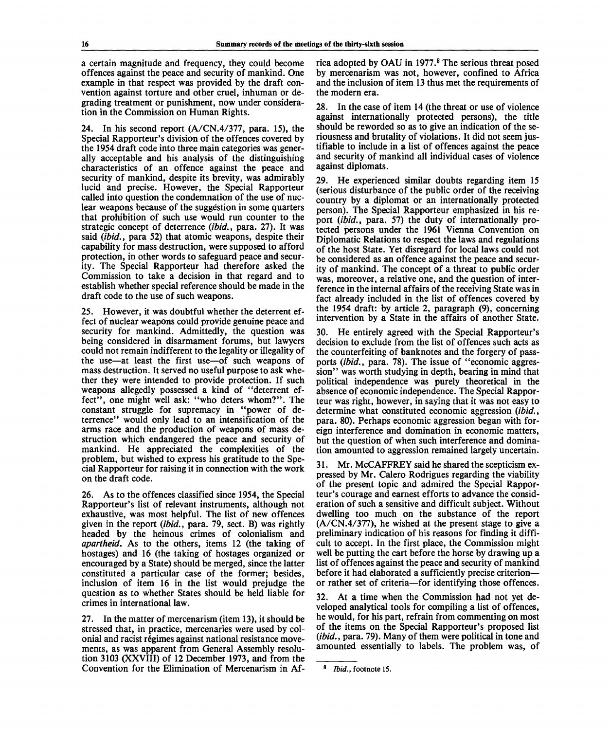a certain magnitude and frequency, they could become offences against the peace and security of mankind. One example in that respect was provided by the draft convention against torture and other cruel, inhuman or degrading treatment or punishment, now under consideration in the Commission on Human Rights.

24. In his second report (A/CN.4/377, para. 15), the Special Rapporteur's division of the offences covered by the 1954 draft code into three main categories was generally acceptable and his analysis of the distinguishing characteristics of an offence against the peace and security of mankind, despite its brevity, was admirably lucid and precise. However, the Special Rapporteur called into question the condemnation of the use of nuclear weapons because of the suggestion in some quarters that prohibition of such use would run counter to the strategic concept of deterrence (*ibid.*, para. 27). It was said (*ibid.*, para 52) that atomic weapons, despite their capability for mass destruction, were supposed to afford protection, in other words to safeguard peace and security. The Special Rapporteur had therefore asked the Commission to take a decision in that regard and to establish whether special reference should be made in the draft code to the use of such weapons.

25. However, it was doubtful whether the deterrent effect of nuclear weapons could provide genuine peace and security for mankind. Admittedly, the question was being considered in disarmament forums, but lawyers could not remain indifferent to the legality or illegality of the use—at least the first use—of such weapons of mass destruction. It served no useful purpose to ask whether they were intended to provide protection. If such weapons allegedly possessed a kind of "deterrent effect", one might well ask: "who deters whom?". The constant struggle for supremacy in "power of deterrence" would only lead to an intensification of the arms race and the production of weapons of mass destruction which endangered the peace and security of mankind. He appreciated the complexities of the problem, but wished to express his gratitude to the Special Rapporteur for raising it in connection with the work on the draft code.

26. As to the offences classified since 1954, the Special Rapporteur's list of relevant instruments, although not exhaustive, was most helpful. The list of new offences given in the report (*ibid.*, para. 79, sect. B) was rightly headed by the heinous crimes of colonialism and *apartheid*. As to the others, items 12 (the taking of hostages) and 16 (the taking of hostages organized or encouraged by a State) should be merged, since the latter constituted a particular case of the former; besides, inclusion of item 16 in the list would prejudge the question as to whether States should be held liable for crimes in international law.

27. In the matter of mercenarism (item 13), it should be stressed that, in practice, mercenaries were used by colonial and racist régimes against national resistance movements, as was apparent from General Assembly resolution 3103 (XXVIII) of 12 December 1973, and from the Convention for the Elimination of Mercenarism in Africa adopted by OAU in 1977.[8] The serious threat posed by mercenarism was not, however, confined to Africa and the inclusion of item 13 thus met the requirements of the modern era.

28. In the case of item 14 (the threat or use of violence against internationally protected persons), the title should be reworded so as to give an indication of the seriousness and brutality of violations. It did not seem justifiable to include in a list of offences against the peace and security of mankind all individual cases of violence against diplomats.

29. He experienced similar doubts regarding item 15 (serious disturbance of the public order of the receiving country by a diplomat or an internationally protected person). The Special Rapporteur emphasized in his report (*ibid.*, para. 57) the duty of internationally protected persons under the 1961 Vienna Convention on Diplomatic Relations to respect the laws and regulations of the host State. Yet disregard for local laws could not be considered as an offence against the peace and security of mankind. The concept of a threat to public order was, moreover, a relative one, and the question of interference in the internal affairs of the receiving State was in fact already included in the list of offences covered by the 1954 draft: by article 2, paragraph (9), concerning intervention by a State in the affairs of another State.

30. He entirely agreed with the Special Rapporteur's decision to exclude from the list of offences such acts as the counterfeiting of banknotes and the forgery of passports (*ibid.*, para. 78). The issue of "economic aggression" was worth studying in depth, bearing in mind that political independence was purely theoretical in the absence of economic independence. The Special Rapporteur was right, however, in saying that it was not easy to determine what constituted economic aggression (*ibid.*, para. 80). Perhaps economic aggression began with foreign interference and domination in economic matters, but the question of when such interference and domination amounted to aggression remained largely uncertain.

31. Mr. McCAFFREY said he shared the scepticism expressed by Mr. Calero Rodrigues regarding the viability of the present topic and admired the Special Rapporteur's courage and earnest efforts to advance the consideration of such a sensitive and difficult subject. Without dwelling too much on the substance of the report (A/CN.4/377), he wished at the present stage to give a preliminary indication of his reasons for finding it difficult to accept. In the first place, the Commission might well be putting the cart before the horse by drawing up a list of offences against the peace and security of mankind before it had elaborated a sufficiently precise criterion—or rather set of criteria—for identifying those offences.

32. At a time when the Commission had not yet developed analytical tools for compiling a list of offences, he would, for his part, refrain from commenting on most of the items on the Special Rapporteur's proposed list (*ibid.*, para. 79). Many of them were political in tone and amounted essentially to labels. The problem was, of

---

[8] *Ibid.*, footnote 15.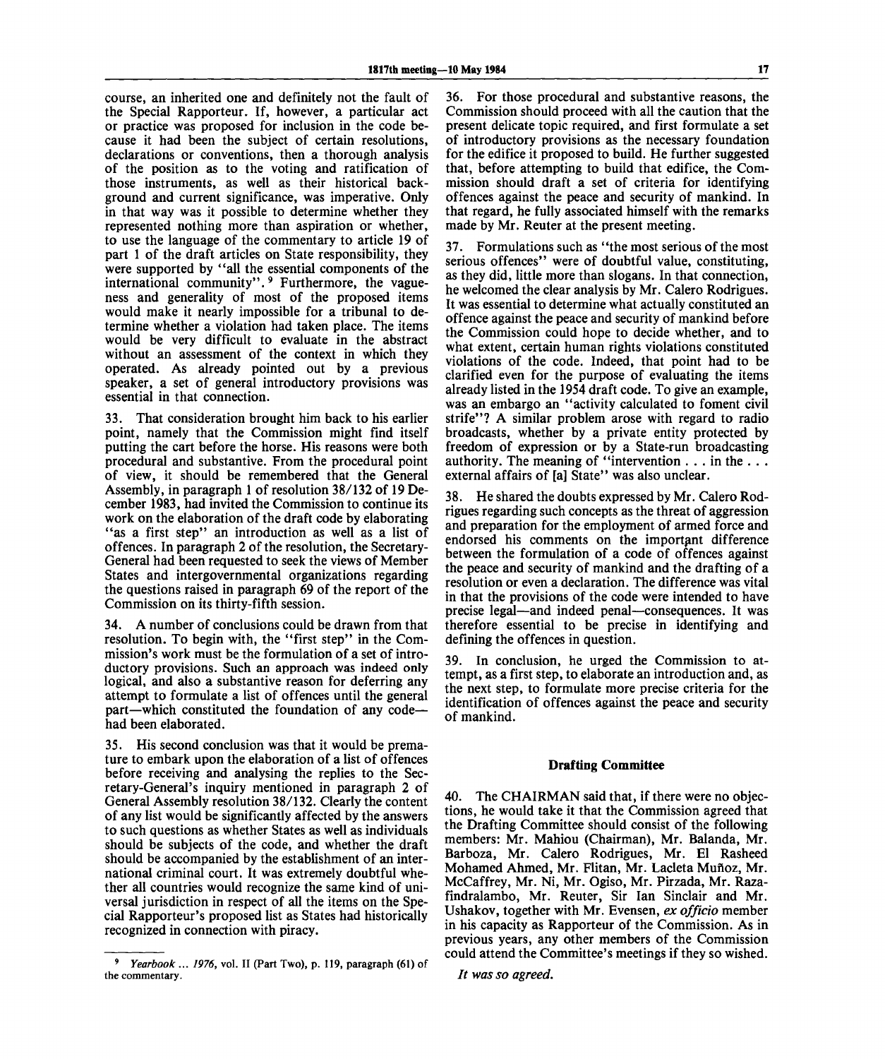course, an inherited one and definitely not the fault of the Special Rapporteur. If, however, a particular act or practice was proposed for inclusion in the code because it had been the subject of certain resolutions, declarations or conventions, then a thorough analysis of the position as to the voting and ratification of those instruments, as well as their historical background and current significance, was imperative. Only in that way was it possible to determine whether they represented nothing more than aspiration or whether, to use the language of the commentary to article 19 of part 1 of the draft articles on State responsibility, they were supported by "all the essential components of the international community".[9] Furthermore, the vagueness and generality of most of the proposed items would make it nearly impossible for a tribunal to determine whether a violation had taken place. The items would be very difficult to evaluate in the abstract without an assessment of the context in which they operated. As already pointed out by a previous speaker, a set of general introductory provisions was essential in that connection.

33. That consideration brought him back to his earlier point, namely that the Commission might find itself putting the cart before the horse. His reasons were both procedural and substantive. From the procedural point of view, it should be remembered that the General Assembly, in paragraph 1 of resolution 38/132 of 19 December 1983, had invited the Commission to continue its work on the elaboration of the draft code by elaborating "as a first step" an introduction as well as a list of offences. In paragraph 2 of the resolution, the Secretary-General had been requested to seek the views of Member States and intergovernmental organizations regarding the questions raised in paragraph 69 of the report of the Commission on its thirty-fifth session.

34. A number of conclusions could be drawn from that resolution. To begin with, the "first step" in the Commission's work must be the formulation of a set of introductory provisions. Such an approach was indeed only logical, and also a substantive reason for deferring any attempt to formulate a list of offences until the general part—which constituted the foundation of any code—had been elaborated.

35. His second conclusion was that it would be premature to embark upon the elaboration of a list of offences before receiving and analysing the replies to the Secretary-General's inquiry mentioned in paragraph 2 of General Assembly resolution 38/132. Clearly the content of any list would be significantly affected by the answers to such questions as whether States as well as individuals should be subjects of the code, and whether the draft should be accompanied by the establishment of an international criminal court. It was extremely doubtful whether all countries would recognize the same kind of universal jurisdiction in respect of all the items on the Special Rapporteur's proposed list as States had historically recognized in connection with piracy.

36. For those procedural and substantive reasons, the Commission should proceed with all the caution that the present delicate topic required, and first formulate a set of introductory provisions as the necessary foundation for the edifice it proposed to build. He further suggested that, before attempting to build that edifice, the Commission should draft a set of criteria for identifying offences against the peace and security of mankind. In that regard, he fully associated himself with the remarks made by Mr. Reuter at the present meeting.

37. Formulations such as "the most serious of the most serious offences" were of doubtful value, constituting, as they did, little more than slogans. In that connection, he welcomed the clear analysis by Mr. Calero Rodrigues. It was essential to determine what actually constituted an offence against the peace and security of mankind before the Commission could hope to decide whether, and to what extent, certain human rights violations constituted violations of the code. Indeed, that point had to be clarified even for the purpose of evaluating the items already listed in the 1954 draft code. To give an example, was an embargo an "activity calculated to foment civil strife"? A similar problem arose with regard to radio broadcasts, whether by a private entity protected by freedom of expression or by a State-run broadcasting authority. The meaning of "intervention . . . in the . . . external affairs of [a] State" was also unclear.

38. He shared the doubts expressed by Mr. Calero Rodrigues regarding such concepts as the threat of aggression and preparation for the employment of armed force and endorsed his comments on the important difference between the formulation of a code of offences against the peace and security of mankind and the drafting of a resolution or even a declaration. The difference was vital in that the provisions of the code were intended to have precise legal—and indeed penal—consequences. It was therefore essential to be precise in identifying and defining the offences in question.

39. In conclusion, he urged the Commission to attempt, as a first step, to elaborate an introduction and, as the next step, to formulate more precise criteria for the identification of offences against the peace and security of mankind.

## Drafting Committee

40. The CHAIRMAN said that, if there were no objections, he would take it that the Commission agreed that the Drafting Committee should consist of the following members: Mr. Mahiou (Chairman), Mr. Balanda, Mr. Barboza, Mr. Calero Rodrigues, Mr. El Rasheed Mohamed Ahmed, Mr. Flitan, Mr. Lacleta Muñoz, Mr. McCaffrey, Mr. Ni, Mr. Ogiso, Mr. Pirzada, Mr. Razafindralambo, Mr. Reuter, Sir Ian Sinclair and Mr. Ushakov, together with Mr. Evensen, *ex officio* member in his capacity as Rapporteur of the Commission. As in previous years, any other members of the Commission could attend the Committee's meetings if they so wished.

*It was so agreed.*

---

[9] *Yearbook ... 1976*, vol. II (Part Two), p. 119, paragraph (61) of the commentary.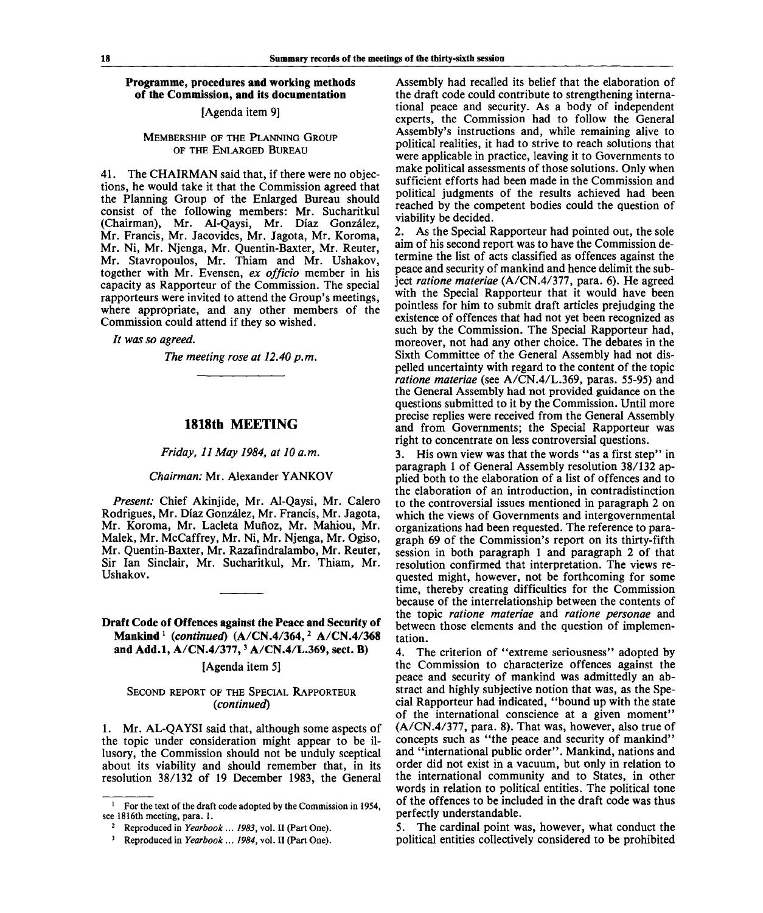**Programme, procedures and working methods of the Commission, and its documentation**

[Agenda item 9]

MEMBERSHIP OF THE PLANNING GROUP OF THE ENLARGED BUREAU

41. The CHAIRMAN said that, if there were no objections, he would take it that the Commission agreed that the Planning Group of the Enlarged Bureau should consist of the following members: Mr. Sucharitkul (Chairman), Mr. Al-Qaysi, Mr. Díaz González, Mr. Francis, Mr. Jacovides, Mr. Jagota, Mr. Koroma, Mr. Ni, Mr. Njenga, Mr. Quentin-Baxter, Mr. Reuter, Mr. Stavropoulos, Mr. Thiam and Mr. Ushakov, together with Mr. Evensen, *ex officio* member in his capacity as Rapporteur of the Commission. The special rapporteurs were invited to attend the Group's meetings, where appropriate, and any other members of the Commission could attend if they so wished.

*It was so agreed.*

*The meeting rose at 12.40 p.m.*

---

## 1818th MEETING

*Friday, 11 May 1984, at 10 a.m.*

*Chairman:* Mr. Alexander YANKOV

*Present:* Chief Akinjide, Mr. Al-Qaysi, Mr. Calero Rodrigues, Mr. Díaz González, Mr. Francis, Mr. Jagota, Mr. Koroma, Mr. Lacleta Muñoz, Mr. Mahiou, Mr. Malek, Mr. McCaffrey, Mr. Ni, Mr. Njenga, Mr. Ogiso, Mr. Quentin-Baxter, Mr. Razafindralambo, Mr. Reuter, Sir Ian Sinclair, Mr. Sucharitkul, Mr. Thiam, Mr. Ushakov.

---

**Draft Code of Offences against the Peace and Security of Mankind**[1] **(*continued*) (A/CN.4/364,**[2] **A/CN.4/368 and Add.1, A/CN.4/377,**[3] **A/CN.4/L.369, sect. B)**

[Agenda item 5]

SECOND REPORT OF THE SPECIAL RAPPORTEUR (*continued*)

1. Mr. AL-QAYSI said that, although some aspects of the topic under consideration might appear to be illusory, the Commission should not be unduly sceptical about its viability and should remember that, in its resolution 38/132 of 19 December 1983, the General Assembly had recalled its belief that the elaboration of the draft code could contribute to strengthening international peace and security. As a body of independent experts, the Commission had to follow the General Assembly's instructions and, while remaining alive to political realities, it had to strive to reach solutions that were applicable in practice, leaving it to Governments to make political assessments of those solutions. Only when sufficient efforts had been made in the Commission and political judgments of the results achieved had been reached by the competent bodies could the question of viability be decided.

2. As the Special Rapporteur had pointed out, the sole aim of his second report was to have the Commission determine the list of acts classified as offences against the peace and security of mankind and hence delimit the subject *ratione materiae* (A/CN.4/377, para. 6). He agreed with the Special Rapporteur that it would have been pointless for him to submit draft articles prejudging the existence of offences that had not yet been recognized as such by the Commission. The Special Rapporteur had, moreover, not had any other choice. The debates in the Sixth Committee of the General Assembly had not dispelled uncertainty with regard to the content of the topic *ratione materiae* (see A/CN.4/L.369, paras. 55-95) and the General Assembly had not provided guidance on the questions submitted to it by the Commission. Until more precise replies were received from the General Assembly and from Governments; the Special Rapporteur was right to concentrate on less controversial questions.

3. His own view was that the words "as a first step" in paragraph 1 of General Assembly resolution 38/132 applied both to the elaboration of a list of offences and to the elaboration of an introduction, in contradistinction to the controversial issues mentioned in paragraph 2 on which the views of Governments and intergovernmental organizations had been requested. The reference to paragraph 69 of the Commission's report on its thirty-fifth session in both paragraph 1 and paragraph 2 of that resolution confirmed that interpretation. The views requested might, however, not be forthcoming for some time, thereby creating difficulties for the Commission because of the interrelationship between the contents of the topic *ratione materiae* and *ratione personae* and between those elements and the question of implementation.

4. The criterion of "extreme seriousness" adopted by the Commission to characterize offences against the peace and security of mankind was admittedly an abstract and highly subjective notion that was, as the Special Rapporteur had indicated, "bound up with the state of the international conscience at a given moment" (A/CN.4/377, para. 8). That was, however, also true of concepts such as "the peace and security of mankind" and "international public order". Mankind, nations and order did not exist in a vacuum, but only in relation to the international community and to States, in other words in relation to political entities. The political tone of the offences to be included in the draft code was thus perfectly understandable.

5. The cardinal point was, however, what conduct the political entities collectively considered to be prohibited

---

[1] For the text of the draft code adopted by the Commission in 1954, see 1816th meeting, para. 1.

[2] Reproduced in *Yearbook ... 1983*, vol. II (Part One).

[3] Reproduced in *Yearbook ... 1984*, vol. II (Part One).